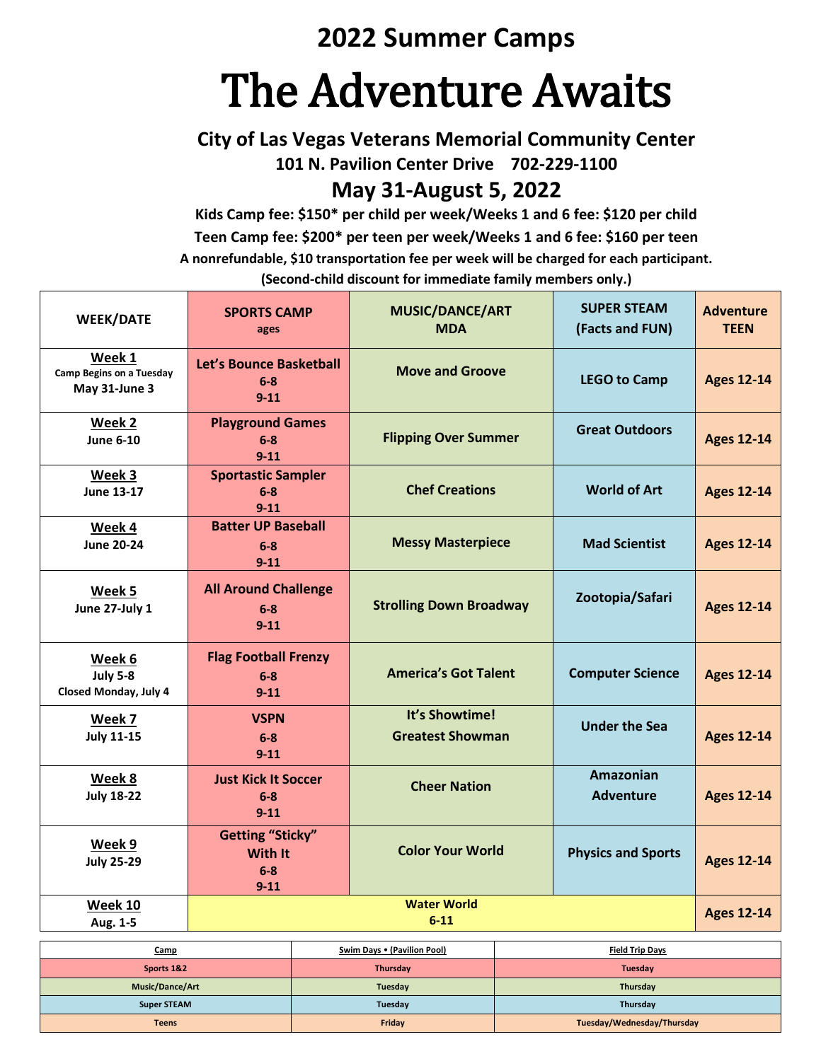# 2022 Summer Camps

# The Adventure Awaits

## City of Las Vegas Veterans Memorial Community Center

**101 N. Pavilion Center Drive    702-229-1100**

## May 31-August 5, 2022

**Kids Camp fee: $150* per child per week/Weeks 1 and 6 fee: $120 per child**

**Teen Camp fee: $200* per teen per week/Weeks 1 and 6 fee: $160 per teen**

**A nonrefundable, $10 transportation fee per week will be charged for each participant.**

**(Second-child discount for immediate family members only.)**

| WEEK/DATE | SPORTS CAMP ages | MUSIC/DANCE/ART MDA | SUPER STEAM (Facts and FUN) | Adventure TEEN |
|---|---|---|---|---|
| **Week 1** Camp Begins on a Tuesday May 31-June 3 | Let's Bounce Basketball 6-8 9-11 | Move and Groove | LEGO to Camp | Ages 12-14 |
| **Week 2** June 6-10 | Playground Games 6-8 9-11 | Flipping Over Summer | Great Outdoors | Ages 12-14 |
| **Week 3** June 13-17 | Sportastic Sampler 6-8 9-11 | Chef Creations | World of Art | Ages 12-14 |
| **Week 4** June 20-24 | Batter UP Baseball 6-8 9-11 | Messy Masterpiece | Mad Scientist | Ages 12-14 |
| **Week 5** June 27-July 1 | All Around Challenge 6-8 9-11 | Strolling Down Broadway | Zootopia/Safari | Ages 12-14 |
| **Week 6** July 5-8 Closed Monday, July 4 | Flag Football Frenzy 6-8 9-11 | America's Got Talent | Computer Science | Ages 12-14 |
| **Week 7** July 11-15 | VSPN 6-8 9-11 | It's Showtime! Greatest Showman | Under the Sea | Ages 12-14 |
| **Week 8** July 18-22 | Just Kick It Soccer 6-8 9-11 | Cheer Nation | Amazonian Adventure | Ages 12-14 |
| **Week 9** July 25-29 | Getting "Sticky" With It 6-8 9-11 | Color Your World | Physics and Sports | Ages 12-14 |
| **Week 10** Aug. 1-5 | Water World 6-11 | | | Ages 12-14 |

| Camp | Swim Days • (Pavilion Pool) | Field Trip Days |
|---|---|---|
| Sports 1&2 | Thursday | Tuesday |
| Music/Dance/Art | Tuesday | Thursday |
| Super STEAM | Tuesday | Thursday |
| Teens | Friday | Tuesday/Wednesday/Thursday |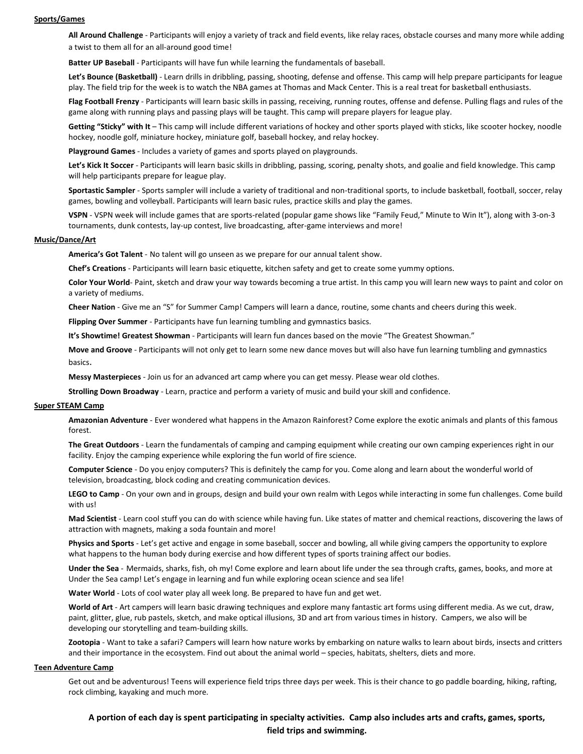**Sports/Games**

**All Around Challenge** - Participants will enjoy a variety of track and field events, like relay races, obstacle courses and many more while adding a twist to them all for an all-around good time!

**Batter UP Baseball** - Participants will have fun while learning the fundamentals of baseball.

**Let's Bounce (Basketball)** - Learn drills in dribbling, passing, shooting, defense and offense. This camp will help prepare participants for league play. The field trip for the week is to watch the NBA games at Thomas and Mack Center. This is a real treat for basketball enthusiasts.

**Flag Football Frenzy** - Participants will learn basic skills in passing, receiving, running routes, offense and defense. Pulling flags and rules of the game along with running plays and passing plays will be taught. This camp will prepare players for league play.

**Getting "Sticky" with It** – This camp will include different variations of hockey and other sports played with sticks, like scooter hockey, noodle hockey, noodle golf, miniature hockey, miniature golf, baseball hockey, and relay hockey.

**Playground Games** - Includes a variety of games and sports played on playgrounds.

**Let's Kick It Soccer** - Participants will learn basic skills in dribbling, passing, scoring, penalty shots, and goalie and field knowledge. This camp will help participants prepare for league play.

**Sportastic Sampler** - Sports sampler will include a variety of traditional and non-traditional sports, to include basketball, football, soccer, relay games, bowling and volleyball. Participants will learn basic rules, practice skills and play the games.

**VSPN** - VSPN week will include games that are sports-related (popular game shows like "Family Feud," Minute to Win It"), along with 3-on-3 tournaments, dunk contests, lay-up contest, live broadcasting, after-game interviews and more!

**Music/Dance/Art**

**America's Got Talent** - No talent will go unseen as we prepare for our annual talent show.

**Chef's Creations** - Participants will learn basic etiquette, kitchen safety and get to create some yummy options.

**Color Your World**- Paint, sketch and draw your way towards becoming a true artist. In this camp you will learn new ways to paint and color on a variety of mediums.

**Cheer Nation** - Give me an "S" for Summer Camp! Campers will learn a dance, routine, some chants and cheers during this week.

**Flipping Over Summer** - Participants have fun learning tumbling and gymnastics basics.

**It's Showtime! Greatest Showman** - Participants will learn fun dances based on the movie "The Greatest Showman."

**Move and Groove** - Participants will not only get to learn some new dance moves but will also have fun learning tumbling and gymnastics basics.

**Messy Masterpieces** - Join us for an advanced art camp where you can get messy. Please wear old clothes.

**Strolling Down Broadway** - Learn, practice and perform a variety of music and build your skill and confidence.

**Super STEAM Camp**

**Amazonian Adventure** - Ever wondered what happens in the Amazon Rainforest? Come explore the exotic animals and plants of this famous forest.

**The Great Outdoors** - Learn the fundamentals of camping and camping equipment while creating our own camping experiences right in our facility. Enjoy the camping experience while exploring the fun world of fire science.

**Computer Science** - Do you enjoy computers? This is definitely the camp for you. Come along and learn about the wonderful world of television, broadcasting, block coding and creating communication devices.

**LEGO to Camp** - On your own and in groups, design and build your own realm with Legos while interacting in some fun challenges. Come build with us!

**Mad Scientist** - Learn cool stuff you can do with science while having fun. Like states of matter and chemical reactions, discovering the laws of attraction with magnets, making a soda fountain and more!

**Physics and Sports** - Let's get active and engage in some baseball, soccer and bowling, all while giving campers the opportunity to explore what happens to the human body during exercise and how different types of sports training affect our bodies.

**Under the Sea** - Mermaids, sharks, fish, oh my! Come explore and learn about life under the sea through crafts, games, books, and more at Under the Sea camp! Let's engage in learning and fun while exploring ocean science and sea life!

**Water World** - Lots of cool water play all week long. Be prepared to have fun and get wet.

**World of Art** - Art campers will learn basic drawing techniques and explore many fantastic art forms using different media. As we cut, draw, paint, glitter, glue, rub pastels, sketch, and make optical illusions, 3D and art from various times in history. Campers, we also will be developing our storytelling and team-building skills.

**Zootopia** - Want to take a safari? Campers will learn how nature works by embarking on nature walks to learn about birds, insects and critters and their importance in the ecosystem. Find out about the animal world – species, habitats, shelters, diets and more.

**Teen Adventure Camp**

Get out and be adventurous! Teens will experience field trips three days per week. This is their chance to go paddle boarding, hiking, rafting, rock climbing, kayaking and much more.

**A portion of each day is spent participating in specialty activities. Camp also includes arts and crafts, games, sports, field trips and swimming.**